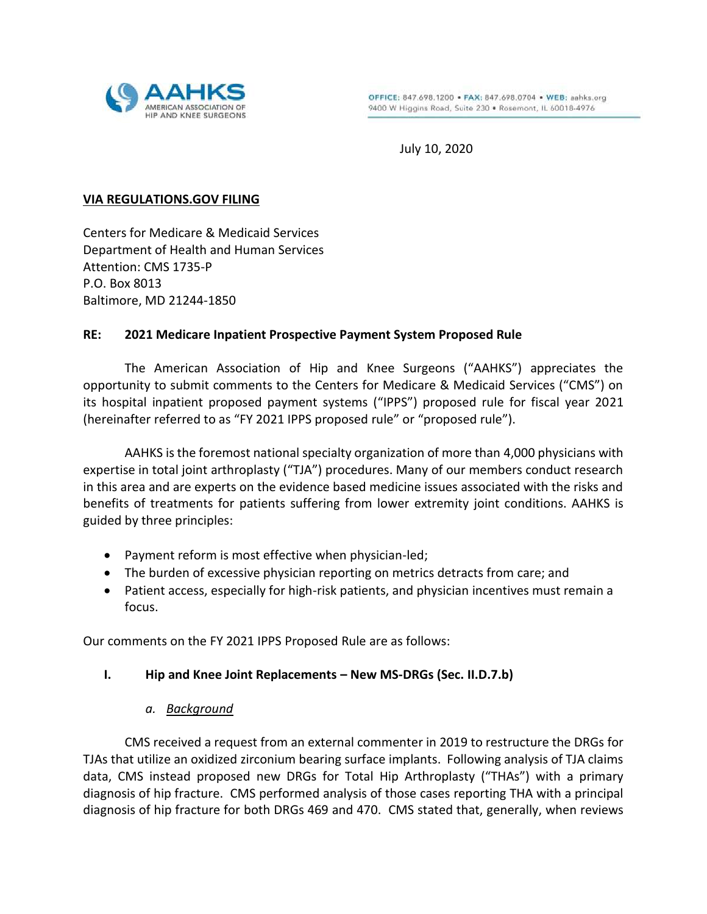**AAHKS**
AMERICAN ASSOCIATION OF HIP AND KNEE SURGEONS

OFFICE: 847.698.1200 • FAX: 847.698.0704 • WEB: aahks.org
9400 W Higgins Road, Suite 230 • Rosemont, IL 60018-4976

July 10, 2020

**VIA REGULATIONS.GOV FILING**

Centers for Medicare & Medicaid Services
Department of Health and Human Services
Attention: CMS 1735-P
P.O. Box 8013
Baltimore, MD 21244-1850

**RE: 2021 Medicare Inpatient Prospective Payment System Proposed Rule**

The American Association of Hip and Knee Surgeons ("AAHKS") appreciates the opportunity to submit comments to the Centers for Medicare & Medicaid Services ("CMS") on its hospital inpatient proposed payment systems ("IPPS") proposed rule for fiscal year 2021 (hereinafter referred to as "FY 2021 IPPS proposed rule" or "proposed rule").

AAHKS is the foremost national specialty organization of more than 4,000 physicians with expertise in total joint arthroplasty ("TJA") procedures. Many of our members conduct research in this area and are experts on the evidence based medicine issues associated with the risks and benefits of treatments for patients suffering from lower extremity joint conditions. AAHKS is guided by three principles:

- Payment reform is most effective when physician-led;
- The burden of excessive physician reporting on metrics detracts from care; and
- Patient access, especially for high-risk patients, and physician incentives must remain a focus.

Our comments on the FY 2021 IPPS Proposed Rule are as follows:

## I. Hip and Knee Joint Replacements – New MS-DRGs (Sec. II.D.7.b)

### a. *Background*

CMS received a request from an external commenter in 2019 to restructure the DRGs for TJAs that utilize an oxidized zirconium bearing surface implants. Following analysis of TJA claims data, CMS instead proposed new DRGs for Total Hip Arthroplasty ("THAs") with a primary diagnosis of hip fracture. CMS performed analysis of those cases reporting THA with a principal diagnosis of hip fracture for both DRGs 469 and 470. CMS stated that, generally, when reviews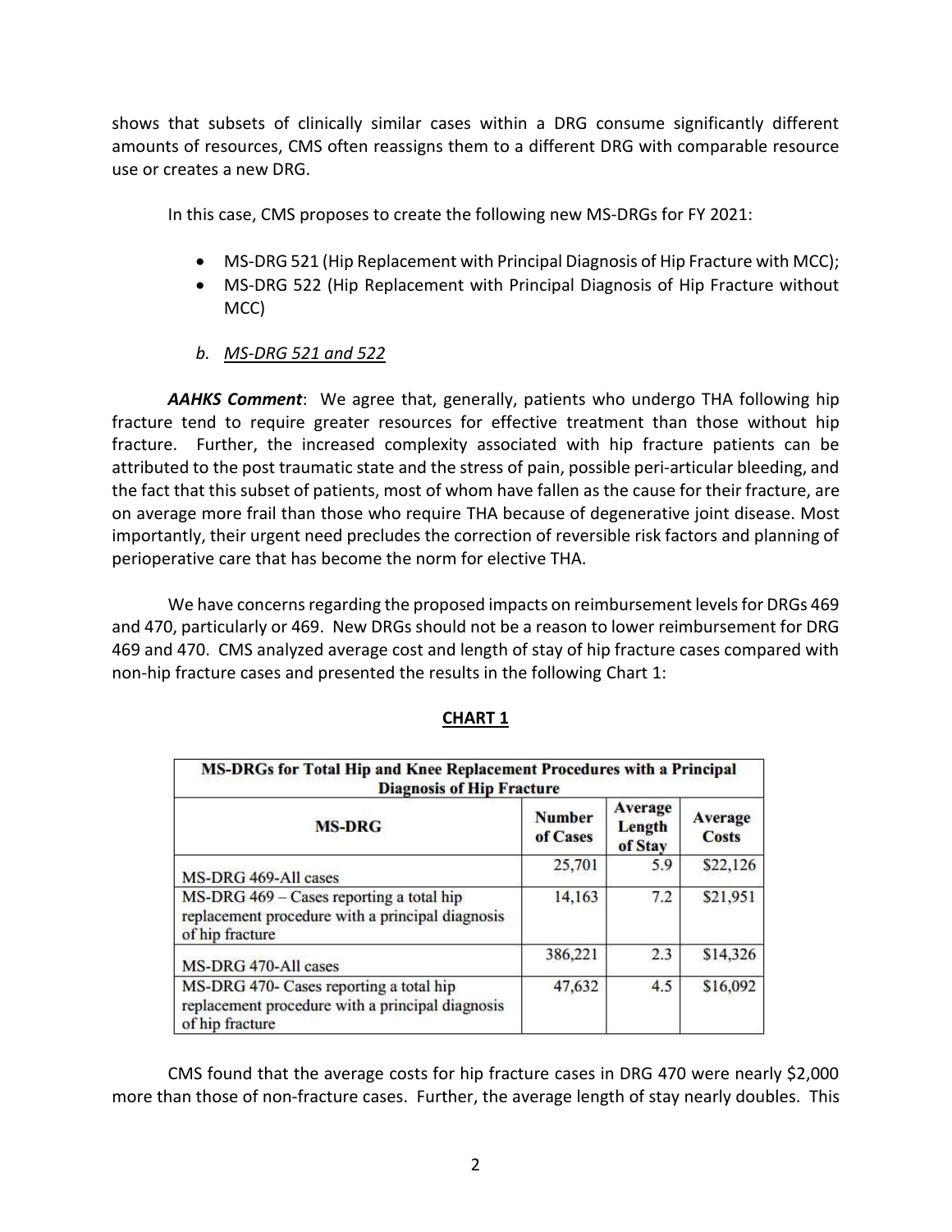shows that subsets of clinically similar cases within a DRG consume significantly different amounts of resources, CMS often reassigns them to a different DRG with comparable resource use or creates a new DRG.

In this case, CMS proposes to create the following new MS-DRGs for FY 2021:

- MS-DRG 521 (Hip Replacement with Principal Diagnosis of Hip Fracture with MCC);
- MS-DRG 522 (Hip Replacement with Principal Diagnosis of Hip Fracture without MCC)

*b. MS-DRG 521 and 522*

***AAHKS Comment***: We agree that, generally, patients who undergo THA following hip fracture tend to require greater resources for effective treatment than those without hip fracture. Further, the increased complexity associated with hip fracture patients can be attributed to the post traumatic state and the stress of pain, possible peri-articular bleeding, and the fact that this subset of patients, most of whom have fallen as the cause for their fracture, are on average more frail than those who require THA because of degenerative joint disease. Most importantly, their urgent need precludes the correction of reversible risk factors and planning of perioperative care that has become the norm for elective THA.

We have concerns regarding the proposed impacts on reimbursement levels for DRGs 469 and 470, particularly or 469. New DRGs should not be a reason to lower reimbursement for DRG 469 and 470. CMS analyzed average cost and length of stay of hip fracture cases compared with non-hip fracture cases and presented the results in the following Chart 1:

**CHART 1**

| MS-DRGs for Total Hip and Knee Replacement Procedures with a Principal Diagnosis of Hip Fracture | | | |
|---|---|---|---|
| **MS-DRG** | **Number of Cases** | **Average Length of Stay** | **Average Costs** |
| MS-DRG 469-All cases | 25,701 | 5.9 | $22,126 |
| MS-DRG 469 – Cases reporting a total hip replacement procedure with a principal diagnosis of hip fracture | 14,163 | 7.2 | $21,951 |
| MS-DRG 470-All cases | 386,221 | 2.3 | $14,326 |
| MS-DRG 470- Cases reporting a total hip replacement procedure with a principal diagnosis of hip fracture | 47,632 | 4.5 | $16,092 |

CMS found that the average costs for hip fracture cases in DRG 470 were nearly $2,000 more than those of non-fracture cases. Further, the average length of stay nearly doubles. This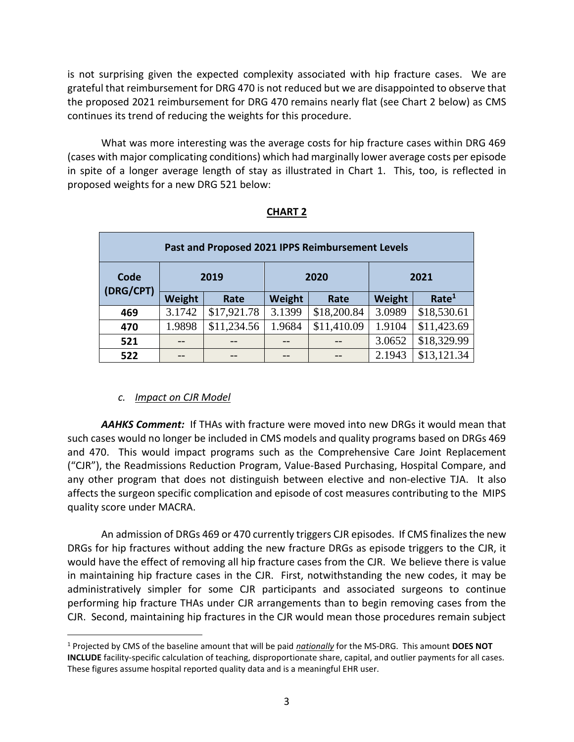is not surprising given the expected complexity associated with hip fracture cases. We are grateful that reimbursement for DRG 470 is not reduced but we are disappointed to observe that the proposed 2021 reimbursement for DRG 470 remains nearly flat (see Chart 2 below) as CMS continues its trend of reducing the weights for this procedure.

What was more interesting was the average costs for hip fracture cases within DRG 469 (cases with major complicating conditions) which had marginally lower average costs per episode in spite of a longer average length of stay as illustrated in Chart 1. This, too, is reflected in proposed weights for a new DRG 521 below:

**CHART 2**

| Past and Proposed 2021 IPPS Reimbursement Levels | | | | | | |
|---|---|---|---|---|---|---|
| **Code (DRG/CPT)** | **2019** | | **2020** | | **2021** | |
| | **Weight** | **Rate** | **Weight** | **Rate** | **Weight** | **Rate**[1] |
| **469** | 3.1742 | $17,921.78 | 3.1399 | $18,200.84 | 3.0989 | $18,530.61 |
| **470** | 1.9898 | $11,234.56 | 1.9684 | $11,410.09 | 1.9104 | $11,423.69 |
| **521** | -- | -- | -- | -- | 3.0652 | $18,329.99 |
| **522** | -- | -- | -- | -- | 2.1943 | $13,121.34 |

*c. Impact on CJR Model*

***AAHKS Comment:*** If THAs with fracture were moved into new DRGs it would mean that such cases would no longer be included in CMS models and quality programs based on DRGs 469 and 470. This would impact programs such as the Comprehensive Care Joint Replacement ("CJR"), the Readmissions Reduction Program, Value-Based Purchasing, Hospital Compare, and any other program that does not distinguish between elective and non-elective TJA. It also affects the surgeon specific complication and episode of cost measures contributing to the MIPS quality score under MACRA.

An admission of DRGs 469 or 470 currently triggers CJR episodes. If CMS finalizes the new DRGs for hip fractures without adding the new fracture DRGs as episode triggers to the CJR, it would have the effect of removing all hip fracture cases from the CJR. We believe there is value in maintaining hip fracture cases in the CJR. First, notwithstanding the new codes, it may be administratively simpler for some CJR participants and associated surgeons to continue performing hip fracture THAs under CJR arrangements than to begin removing cases from the CJR. Second, maintaining hip fractures in the CJR would mean those procedures remain subject

[1] Projected by CMS of the baseline amount that will be paid ***nationally*** for the MS-DRG. This amount **DOES NOT INCLUDE** facility-specific calculation of teaching, disproportionate share, capital, and outlier payments for all cases. These figures assume hospital reported quality data and is a meaningful EHR user.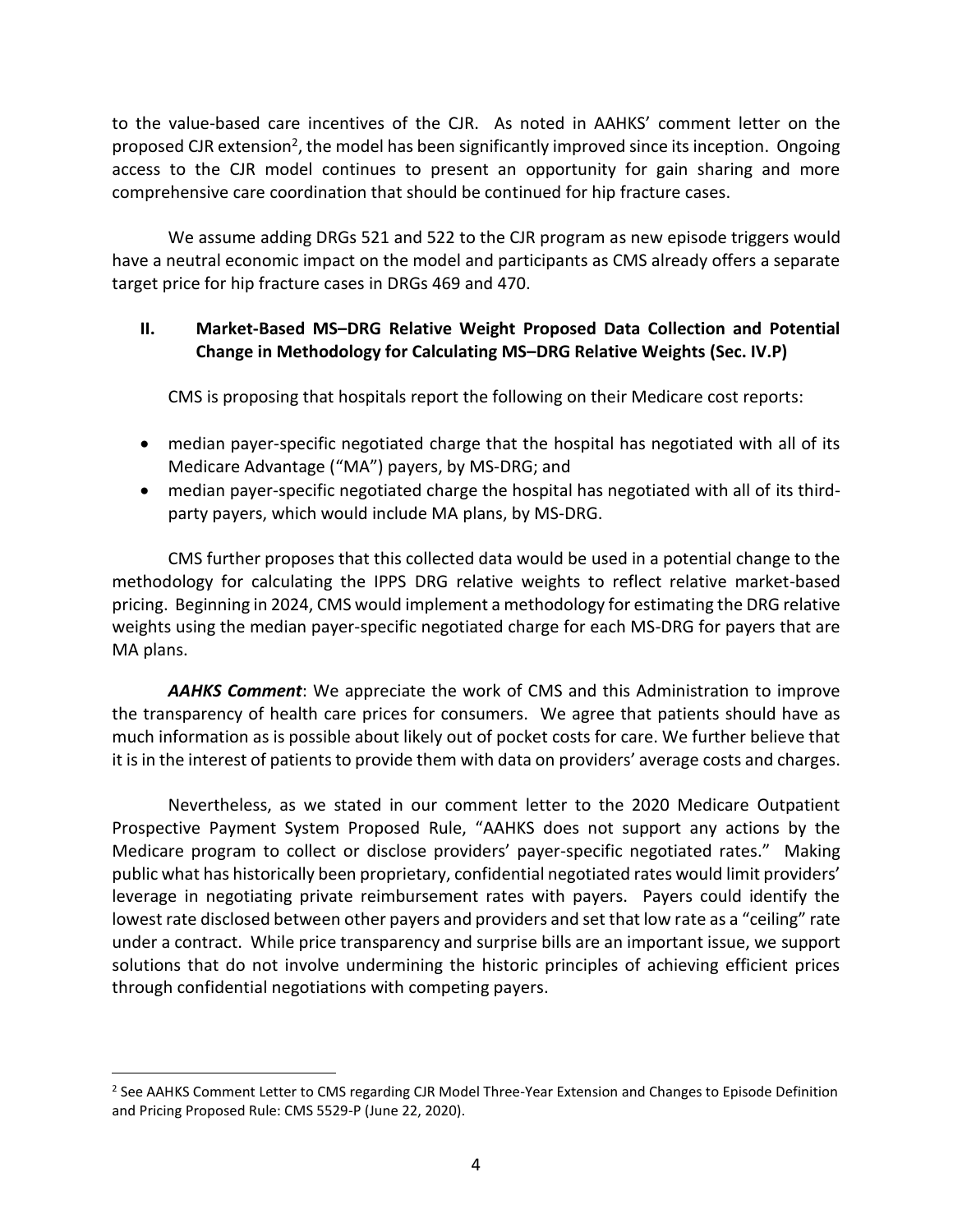to the value-based care incentives of the CJR. As noted in AAHKS' comment letter on the proposed CJR extension[2], the model has been significantly improved since its inception. Ongoing access to the CJR model continues to present an opportunity for gain sharing and more comprehensive care coordination that should be continued for hip fracture cases.

We assume adding DRGs 521 and 522 to the CJR program as new episode triggers would have a neutral economic impact on the model and participants as CMS already offers a separate target price for hip fracture cases in DRGs 469 and 470.

## II. Market-Based MS–DRG Relative Weight Proposed Data Collection and Potential Change in Methodology for Calculating MS–DRG Relative Weights (Sec. IV.P)

CMS is proposing that hospitals report the following on their Medicare cost reports:

- median payer-specific negotiated charge that the hospital has negotiated with all of its Medicare Advantage ("MA") payers, by MS-DRG; and
- median payer-specific negotiated charge the hospital has negotiated with all of its third-party payers, which would include MA plans, by MS-DRG.

CMS further proposes that this collected data would be used in a potential change to the methodology for calculating the IPPS DRG relative weights to reflect relative market-based pricing. Beginning in 2024, CMS would implement a methodology for estimating the DRG relative weights using the median payer-specific negotiated charge for each MS-DRG for payers that are MA plans.

***AAHKS Comment***: We appreciate the work of CMS and this Administration to improve the transparency of health care prices for consumers. We agree that patients should have as much information as is possible about likely out of pocket costs for care. We further believe that it is in the interest of patients to provide them with data on providers' average costs and charges.

Nevertheless, as we stated in our comment letter to the 2020 Medicare Outpatient Prospective Payment System Proposed Rule, "AAHKS does not support any actions by the Medicare program to collect or disclose providers' payer-specific negotiated rates." Making public what has historically been proprietary, confidential negotiated rates would limit providers' leverage in negotiating private reimbursement rates with payers. Payers could identify the lowest rate disclosed between other payers and providers and set that low rate as a "ceiling" rate under a contract. While price transparency and surprise bills are an important issue, we support solutions that do not involve undermining the historic principles of achieving efficient prices through confidential negotiations with competing payers.

---

[2] See AAHKS Comment Letter to CMS regarding CJR Model Three-Year Extension and Changes to Episode Definition and Pricing Proposed Rule: CMS 5529-P (June 22, 2020).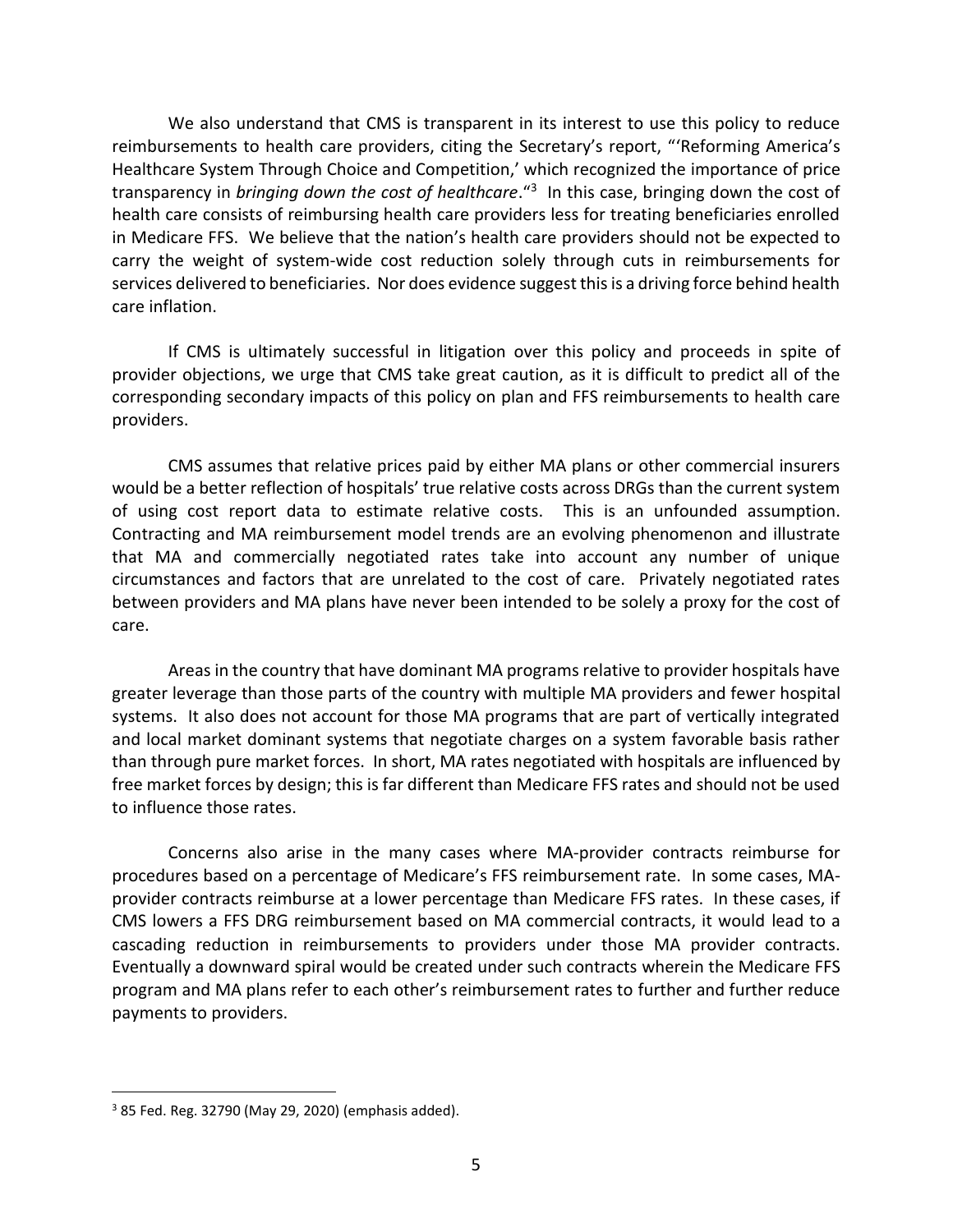We also understand that CMS is transparent in its interest to use this policy to reduce reimbursements to health care providers, citing the Secretary's report, "'Reforming America's Healthcare System Through Choice and Competition,' which recognized the importance of price transparency in *bringing down the cost of healthcare*."[3] In this case, bringing down the cost of health care consists of reimbursing health care providers less for treating beneficiaries enrolled in Medicare FFS. We believe that the nation's health care providers should not be expected to carry the weight of system-wide cost reduction solely through cuts in reimbursements for services delivered to beneficiaries. Nor does evidence suggest this is a driving force behind health care inflation.

If CMS is ultimately successful in litigation over this policy and proceeds in spite of provider objections, we urge that CMS take great caution, as it is difficult to predict all of the corresponding secondary impacts of this policy on plan and FFS reimbursements to health care providers.

CMS assumes that relative prices paid by either MA plans or other commercial insurers would be a better reflection of hospitals' true relative costs across DRGs than the current system of using cost report data to estimate relative costs. This is an unfounded assumption. Contracting and MA reimbursement model trends are an evolving phenomenon and illustrate that MA and commercially negotiated rates take into account any number of unique circumstances and factors that are unrelated to the cost of care. Privately negotiated rates between providers and MA plans have never been intended to be solely a proxy for the cost of care.

Areas in the country that have dominant MA programs relative to provider hospitals have greater leverage than those parts of the country with multiple MA providers and fewer hospital systems. It also does not account for those MA programs that are part of vertically integrated and local market dominant systems that negotiate charges on a system favorable basis rather than through pure market forces. In short, MA rates negotiated with hospitals are influenced by free market forces by design; this is far different than Medicare FFS rates and should not be used to influence those rates.

Concerns also arise in the many cases where MA-provider contracts reimburse for procedures based on a percentage of Medicare's FFS reimbursement rate. In some cases, MA-provider contracts reimburse at a lower percentage than Medicare FFS rates. In these cases, if CMS lowers a FFS DRG reimbursement based on MA commercial contracts, it would lead to a cascading reduction in reimbursements to providers under those MA provider contracts. Eventually a downward spiral would be created under such contracts wherein the Medicare FFS program and MA plans refer to each other's reimbursement rates to further and further reduce payments to providers.

---

[3] 85 Fed. Reg. 32790 (May 29, 2020) (emphasis added).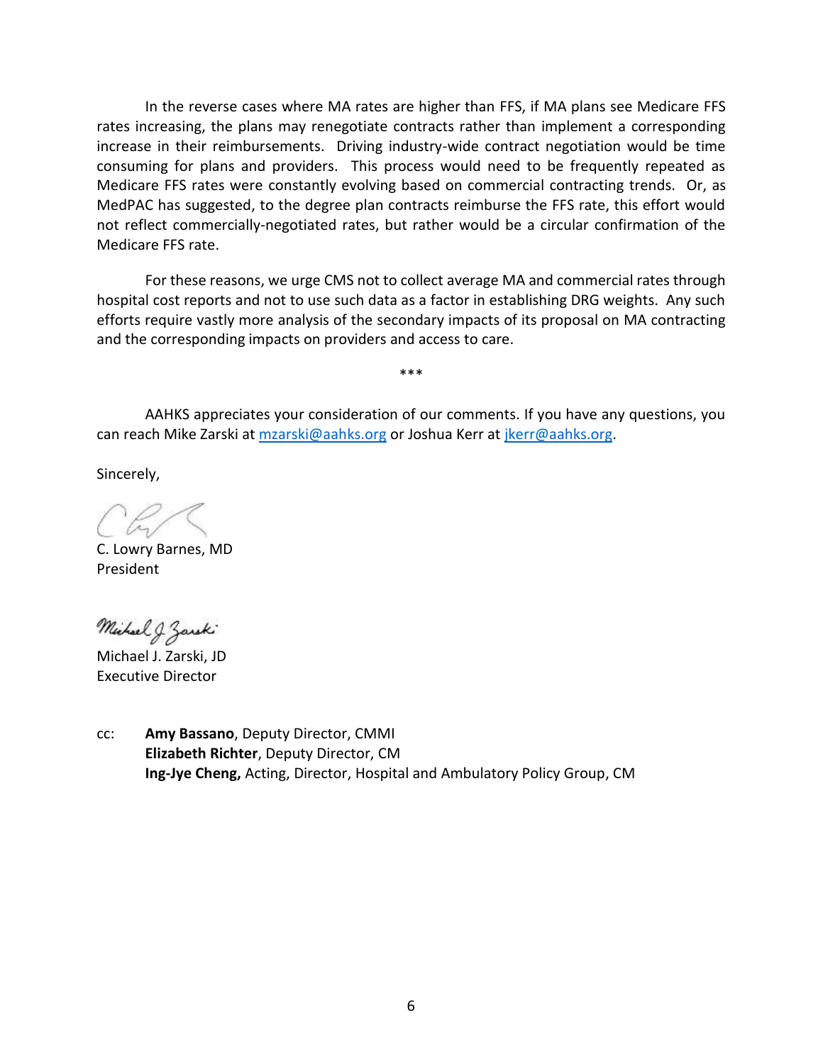In the reverse cases where MA rates are higher than FFS, if MA plans see Medicare FFS rates increasing, the plans may renegotiate contracts rather than implement a corresponding increase in their reimbursements. Driving industry-wide contract negotiation would be time consuming for plans and providers. This process would need to be frequently repeated as Medicare FFS rates were constantly evolving based on commercial contracting trends. Or, as MedPAC has suggested, to the degree plan contracts reimburse the FFS rate, this effort would not reflect commercially-negotiated rates, but rather would be a circular confirmation of the Medicare FFS rate.

For these reasons, we urge CMS not to collect average MA and commercial rates through hospital cost reports and not to use such data as a factor in establishing DRG weights. Any such efforts require vastly more analysis of the secondary impacts of its proposal on MA contracting and the corresponding impacts on providers and access to care.

***

AAHKS appreciates your consideration of our comments. If you have any questions, you can reach Mike Zarski at mzarski@aahks.org or Joshua Kerr at jkerr@aahks.org.

Sincerely,

C. Lowry Barnes, MD
President

Michael J. Zarski, JD
Executive Director

cc: **Amy Bassano**, Deputy Director, CMMI
**Elizabeth Richter**, Deputy Director, CM
**Ing-Jye Cheng,** Acting, Director, Hospital and Ambulatory Policy Group, CM